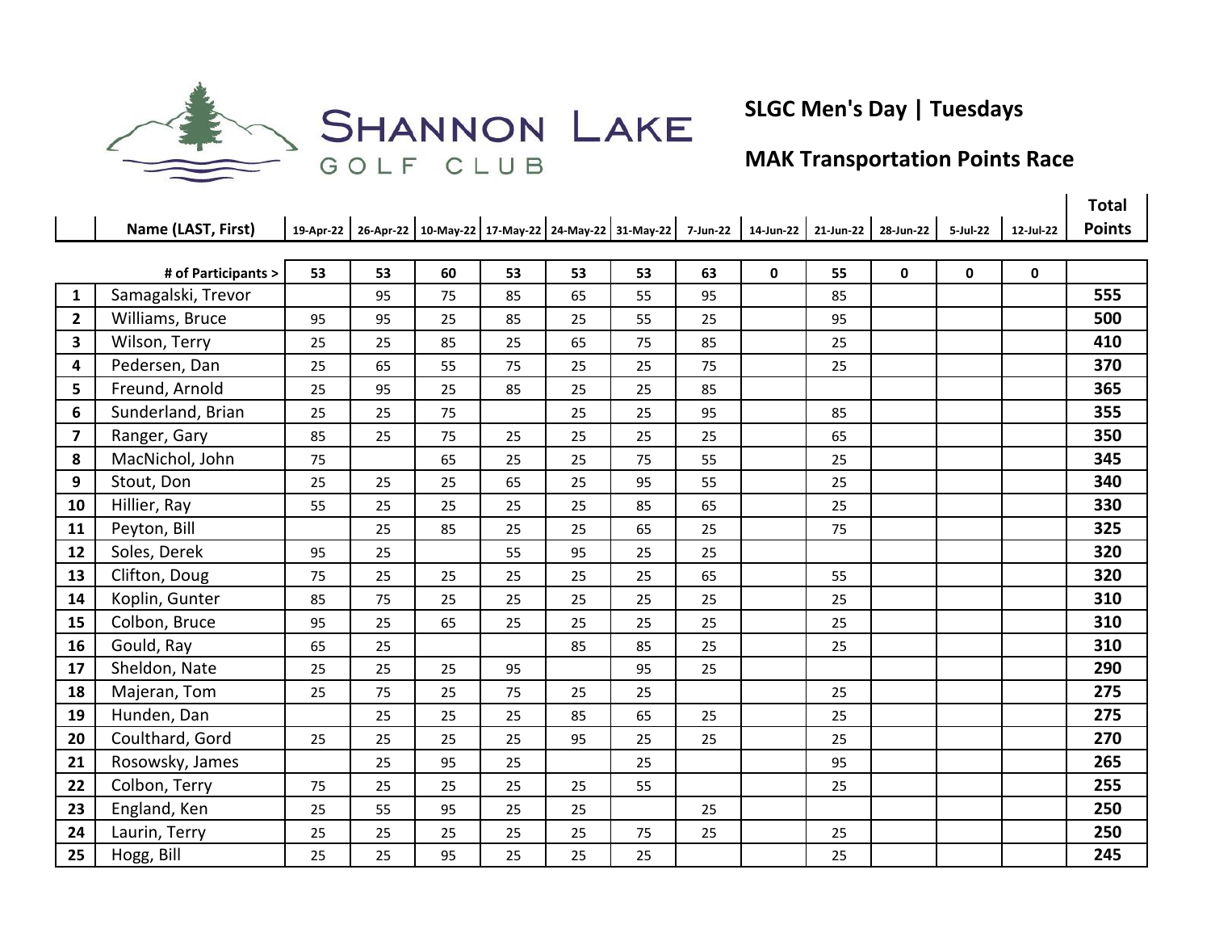Shannon Lake Golf Club

## SLGC Men's Day | Tuesdays

## MAK Transportation Points Race

| | Name (LAST, First) | 19-Apr-22 | 26-Apr-22 | 10-May-22 | 17-May-22 | 24-May-22 | 31-May-22 | 7-Jun-22 | 14-Jun-22 | 21-Jun-22 | 28-Jun-22 | 5-Jul-22 | 12-Jul-22 | Total Points |
|---|---|---|---|---|---|---|---|---|---|---|---|---|---|---|
| | **# of Participants >** | **53** | **53** | **60** | **53** | **53** | **53** | **63** | **0** | **55** | **0** | **0** | **0** | |
| **1** | Samagalski, Trevor | | 95 | 75 | 85 | 65 | 55 | 95 | | 85 | | | | **555** |
| **2** | Williams, Bruce | 95 | 95 | 25 | 85 | 25 | 55 | 25 | | 95 | | | | **500** |
| **3** | Wilson, Terry | 25 | 25 | 85 | 25 | 65 | 75 | 85 | | 25 | | | | **410** |
| **4** | Pedersen, Dan | 25 | 65 | 55 | 75 | 25 | 25 | 75 | | 25 | | | | **370** |
| **5** | Freund, Arnold | 25 | 95 | 25 | 85 | 25 | 25 | 85 | | | | | | **365** |
| **6** | Sunderland, Brian | 25 | 25 | 75 | | 25 | 25 | 95 | | 85 | | | | **355** |
| **7** | Ranger, Gary | 85 | 25 | 75 | 25 | 25 | 25 | 25 | | 65 | | | | **350** |
| **8** | MacNichol, John | 75 | | 65 | 25 | 25 | 75 | 55 | | 25 | | | | **345** |
| **9** | Stout, Don | 25 | 25 | 25 | 65 | 25 | 95 | 55 | | 25 | | | | **340** |
| **10** | Hillier, Ray | 55 | 25 | 25 | 25 | 25 | 85 | 65 | | 25 | | | | **330** |
| **11** | Peyton, Bill | | 25 | 85 | 25 | 25 | 65 | 25 | | 75 | | | | **325** |
| **12** | Soles, Derek | 95 | 25 | | 55 | 95 | 25 | 25 | | | | | | **320** |
| **13** | Clifton, Doug | 75 | 25 | 25 | 25 | 25 | 25 | 65 | | 55 | | | | **320** |
| **14** | Koplin, Gunter | 85 | 75 | 25 | 25 | 25 | 25 | 25 | | 25 | | | | **310** |
| **15** | Colbon, Bruce | 95 | 25 | 65 | 25 | 25 | 25 | 25 | | 25 | | | | **310** |
| **16** | Gould, Ray | 65 | 25 | | | 85 | 85 | 25 | | 25 | | | | **310** |
| **17** | Sheldon, Nate | 25 | 25 | 25 | 95 | | 95 | 25 | | | | | | **290** |
| **18** | Majeran, Tom | 25 | 75 | 25 | 75 | 25 | 25 | | | 25 | | | | **275** |
| **19** | Hunden, Dan | | 25 | 25 | 25 | 85 | 65 | 25 | | 25 | | | | **275** |
| **20** | Coulthard, Gord | 25 | 25 | 25 | 25 | 95 | 25 | 25 | | 25 | | | | **270** |
| **21** | Rosowsky, James | | 25 | 95 | 25 | | 25 | | | 95 | | | | **265** |
| **22** | Colbon, Terry | 75 | 25 | 25 | 25 | 25 | 55 | | | 25 | | | | **255** |
| **23** | England, Ken | 25 | 55 | 95 | 25 | 25 | | 25 | | | | | | **250** |
| **24** | Laurin, Terry | 25 | 25 | 25 | 25 | 25 | 75 | 25 | | 25 | | | | **250** |
| **25** | Hogg, Bill | 25 | 25 | 95 | 25 | 25 | 25 | | | 25 | | | | **245** |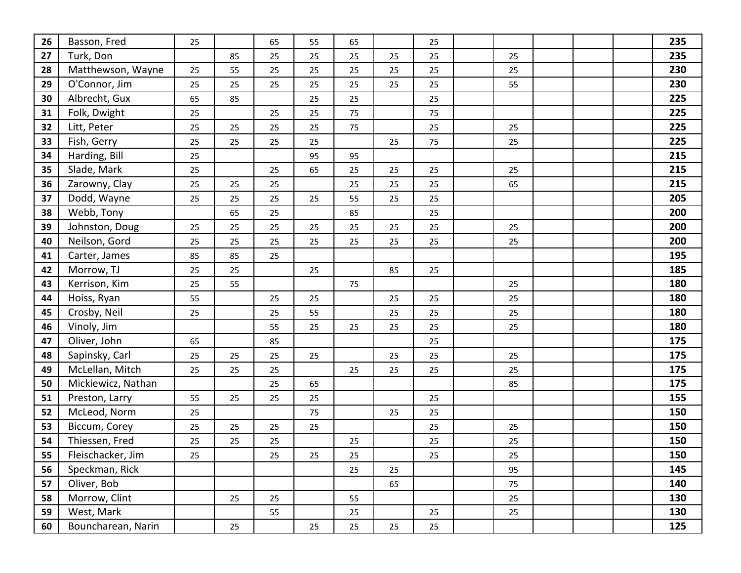| | | | | | | | | | | | | | | |
|---|---|---|---|---|---|---|---|---|---|---|---|---|---|---|
| **26** | Basson, Fred | 25 | | 65 | 55 | 65 | | 25 | | | | | | **235** |
| **27** | Turk, Don | | 85 | 25 | 25 | 25 | 25 | 25 | | 25 | | | | **235** |
| **28** | Matthewson, Wayne | 25 | 55 | 25 | 25 | 25 | 25 | 25 | | 25 | | | | **230** |
| **29** | O'Connor, Jim | 25 | 25 | 25 | 25 | 25 | 25 | 25 | | 55 | | | | **230** |
| **30** | Albrecht, Gux | 65 | 85 | | 25 | 25 | | 25 | | | | | | **225** |
| **31** | Folk, Dwight | 25 | | 25 | 25 | 75 | | 75 | | | | | | **225** |
| **32** | Litt, Peter | 25 | 25 | 25 | 25 | 75 | | 25 | | 25 | | | | **225** |
| **33** | Fish, Gerry | 25 | 25 | 25 | 25 | | 25 | 75 | | 25 | | | | **225** |
| **34** | Harding, Bill | 25 | | | 95 | 95 | | | | | | | | **215** |
| **35** | Slade, Mark | 25 | | 25 | 65 | 25 | 25 | 25 | | 25 | | | | **215** |
| **36** | Zarowny, Clay | 25 | 25 | 25 | | 25 | 25 | 25 | | 65 | | | | **215** |
| **37** | Dodd, Wayne | 25 | 25 | 25 | 25 | 55 | 25 | 25 | | | | | | **205** |
| **38** | Webb, Tony | | 65 | 25 | | 85 | | 25 | | | | | | **200** |
| **39** | Johnston, Doug | 25 | 25 | 25 | 25 | 25 | 25 | 25 | | 25 | | | | **200** |
| **40** | Neilson, Gord | 25 | 25 | 25 | 25 | 25 | 25 | 25 | | 25 | | | | **200** |
| **41** | Carter, James | 85 | 85 | 25 | | | | | | | | | | **195** |
| **42** | Morrow, TJ | 25 | 25 | | 25 | | 85 | 25 | | | | | | **185** |
| **43** | Kerrison, Kim | 25 | 55 | | | 75 | | | | 25 | | | | **180** |
| **44** | Hoiss, Ryan | 55 | | 25 | 25 | | 25 | 25 | | 25 | | | | **180** |
| **45** | Crosby, Neil | 25 | | 25 | 55 | | 25 | 25 | | 25 | | | | **180** |
| **46** | Vinoly, Jim | | | 55 | 25 | 25 | 25 | 25 | | 25 | | | | **180** |
| **47** | Oliver, John | 65 | | 85 | | | | 25 | | | | | | **175** |
| **48** | Sapinsky, Carl | 25 | 25 | 25 | 25 | | 25 | 25 | | 25 | | | | **175** |
| **49** | McLellan, Mitch | 25 | 25 | 25 | | 25 | 25 | 25 | | 25 | | | | **175** |
| **50** | Mickiewicz, Nathan | | | 25 | 65 | | | | | 85 | | | | **175** |
| **51** | Preston, Larry | 55 | 25 | 25 | 25 | | | 25 | | | | | | **155** |
| **52** | McLeod, Norm | 25 | | | 75 | | 25 | 25 | | | | | | **150** |
| **53** | Biccum, Corey | 25 | 25 | 25 | 25 | | | 25 | | 25 | | | | **150** |
| **54** | Thiessen, Fred | 25 | 25 | 25 | | 25 | | 25 | | 25 | | | | **150** |
| **55** | Fleischacker, Jim | 25 | | 25 | 25 | 25 | | 25 | | 25 | | | | **150** |
| **56** | Speckman, Rick | | | | | 25 | 25 | | | 95 | | | | **145** |
| **57** | Oliver, Bob | | | | | | 65 | | | 75 | | | | **140** |
| **58** | Morrow, Clint | | 25 | 25 | | 55 | | | | 25 | | | | **130** |
| **59** | West, Mark | | | 55 | | 25 | | 25 | | 25 | | | | **130** |
| **60** | Bouncharean, Narin | | 25 | | 25 | 25 | 25 | 25 | | | | | | **125** |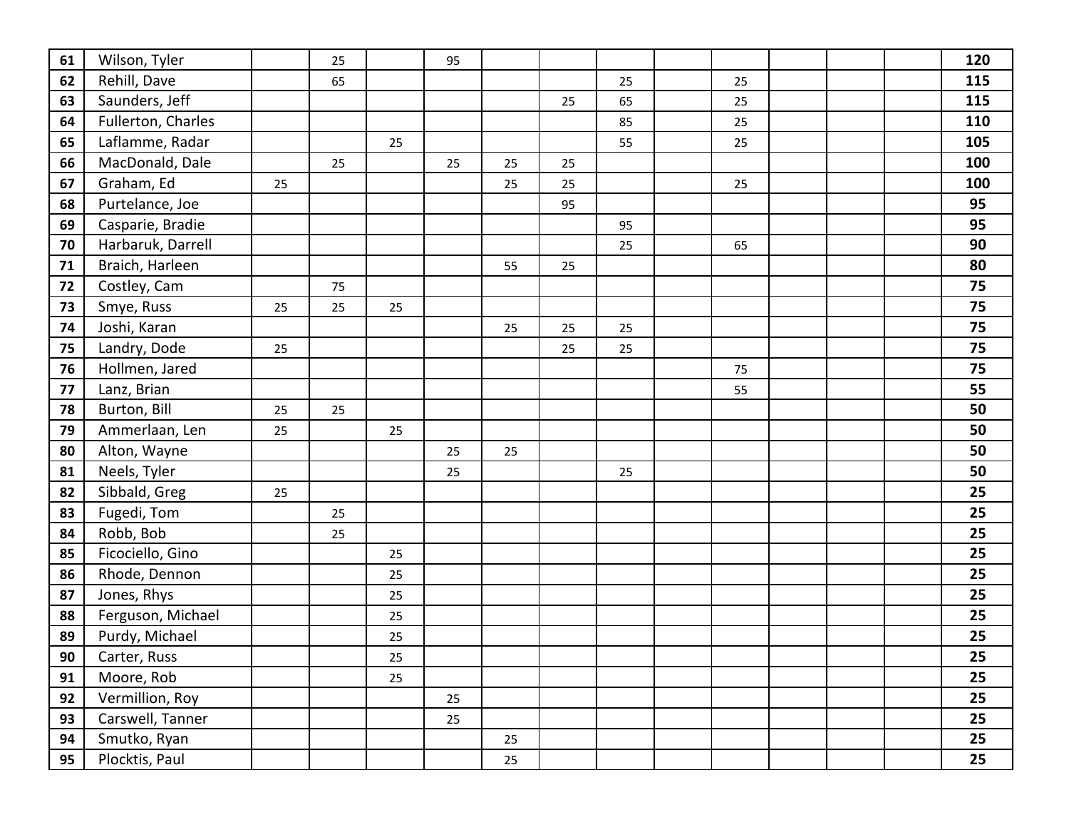| | | | | | | | | | | | | | | |
|---|---|---|---|---|---|---|---|---|---|---|---|---|---|---|
| **61** | Wilson, Tyler | | 25 | | 95 | | | | | | | | | **120** |
| **62** | Rehill, Dave | | 65 | | | | | 25 | | 25 | | | | **115** |
| **63** | Saunders, Jeff | | | | | | 25 | 65 | | 25 | | | | **115** |
| **64** | Fullerton, Charles | | | | | | | 85 | | 25 | | | | **110** |
| **65** | Laflamme, Radar | | | 25 | | | | 55 | | 25 | | | | **105** |
| **66** | MacDonald, Dale | | 25 | | 25 | 25 | 25 | | | | | | | **100** |
| **67** | Graham, Ed | 25 | | | | 25 | 25 | | | 25 | | | | **100** |
| **68** | Purtelance, Joe | | | | | | 95 | | | | | | | **95** |
| **69** | Casparie, Bradie | | | | | | | 95 | | | | | | **95** |
| **70** | Harbaruk, Darrell | | | | | | | 25 | | 65 | | | | **90** |
| **71** | Braich, Harleen | | | | | 55 | 25 | | | | | | | **80** |
| **72** | Costley, Cam | | 75 | | | | | | | | | | | **75** |
| **73** | Smye, Russ | 25 | 25 | 25 | | | | | | | | | | **75** |
| **74** | Joshi, Karan | | | | | 25 | 25 | 25 | | | | | | **75** |
| **75** | Landry, Dode | 25 | | | | | 25 | 25 | | | | | | **75** |
| **76** | Hollmen, Jared | | | | | | | | | 75 | | | | **75** |
| **77** | Lanz, Brian | | | | | | | | | 55 | | | | **55** |
| **78** | Burton, Bill | 25 | 25 | | | | | | | | | | | **50** |
| **79** | Ammerlaan, Len | 25 | | 25 | | | | | | | | | | **50** |
| **80** | Alton, Wayne | | | | 25 | 25 | | | | | | | | **50** |
| **81** | Neels, Tyler | | | | 25 | | | 25 | | | | | | **50** |
| **82** | Sibbald, Greg | 25 | | | | | | | | | | | | **25** |
| **83** | Fugedi, Tom | | 25 | | | | | | | | | | | **25** |
| **84** | Robb, Bob | | 25 | | | | | | | | | | | **25** |
| **85** | Ficociello, Gino | | | 25 | | | | | | | | | | **25** |
| **86** | Rhode, Dennon | | | 25 | | | | | | | | | | **25** |
| **87** | Jones, Rhys | | | 25 | | | | | | | | | | **25** |
| **88** | Ferguson, Michael | | | 25 | | | | | | | | | | **25** |
| **89** | Purdy, Michael | | | 25 | | | | | | | | | | **25** |
| **90** | Carter, Russ | | | 25 | | | | | | | | | | **25** |
| **91** | Moore, Rob | | | 25 | | | | | | | | | | **25** |
| **92** | Vermillion, Roy | | | | 25 | | | | | | | | | **25** |
| **93** | Carswell, Tanner | | | | 25 | | | | | | | | | **25** |
| **94** | Smutko, Ryan | | | | | 25 | | | | | | | | **25** |
| **95** | Plocktis, Paul | | | | | 25 | | | | | | | | **25** |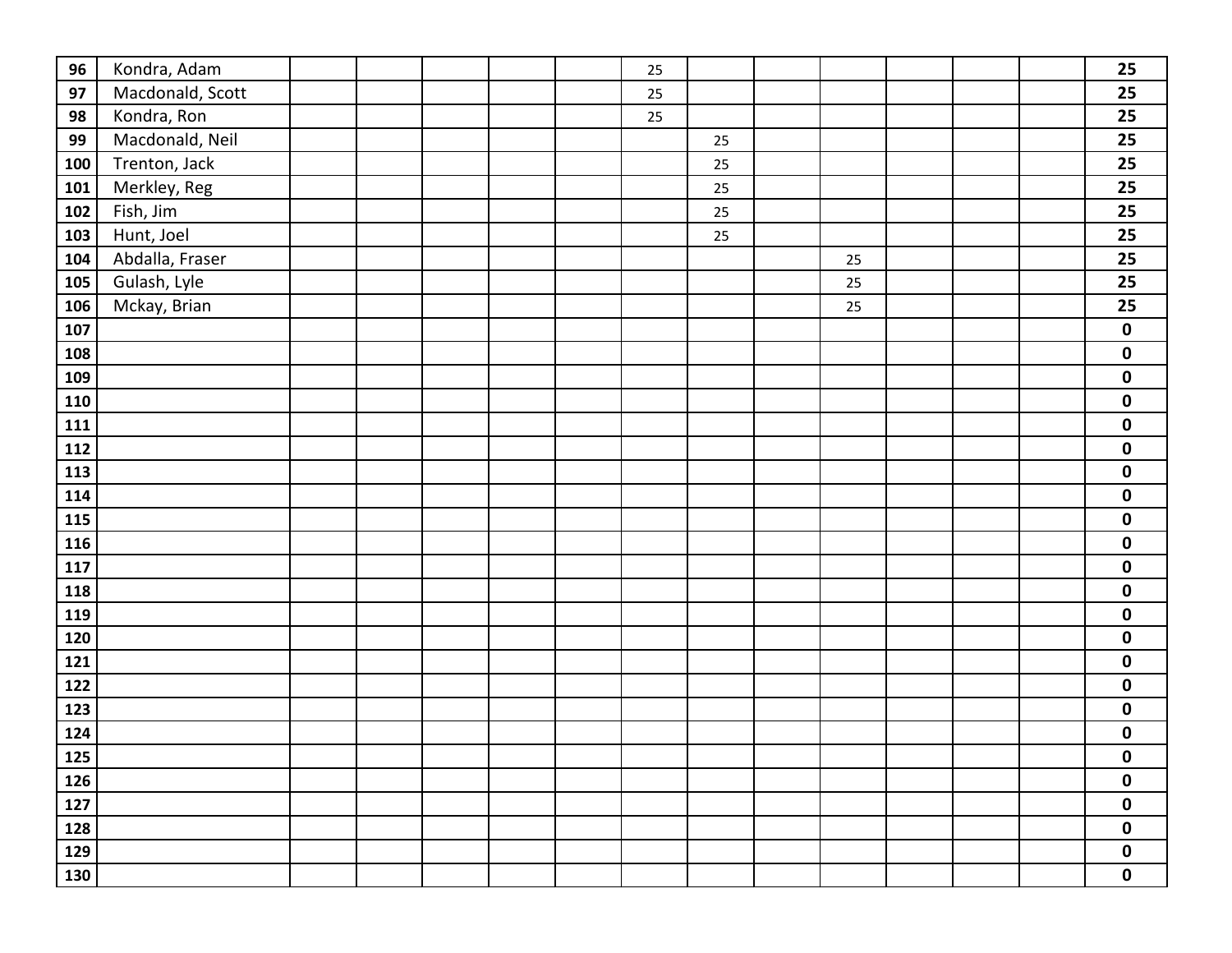| | | | | | | | | | | | | | | |
|---|---|---|---|---|---|---|---|---|---|---|---|---|---|---|
| **96** | Kondra, Adam | | | | | | 25 | | | | | | | **25** |
| **97** | Macdonald, Scott | | | | | | 25 | | | | | | | **25** |
| **98** | Kondra, Ron | | | | | | 25 | | | | | | | **25** |
| **99** | Macdonald, Neil | | | | | | | 25 | | | | | | **25** |
| **100** | Trenton, Jack | | | | | | | 25 | | | | | | **25** |
| **101** | Merkley, Reg | | | | | | | 25 | | | | | | **25** |
| **102** | Fish, Jim | | | | | | | 25 | | | | | | **25** |
| **103** | Hunt, Joel | | | | | | | 25 | | | | | | **25** |
| **104** | Abdalla, Fraser | | | | | | | | | 25 | | | | **25** |
| **105** | Gulash, Lyle | | | | | | | | | 25 | | | | **25** |
| **106** | Mckay, Brian | | | | | | | | | 25 | | | | **25** |
| **107** | | | | | | | | | | | | | | **0** |
| **108** | | | | | | | | | | | | | | **0** |
| **109** | | | | | | | | | | | | | | **0** |
| **110** | | | | | | | | | | | | | | **0** |
| **111** | | | | | | | | | | | | | | **0** |
| **112** | | | | | | | | | | | | | | **0** |
| **113** | | | | | | | | | | | | | | **0** |
| **114** | | | | | | | | | | | | | | **0** |
| **115** | | | | | | | | | | | | | | **0** |
| **116** | | | | | | | | | | | | | | **0** |
| **117** | | | | | | | | | | | | | | **0** |
| **118** | | | | | | | | | | | | | | **0** |
| **119** | | | | | | | | | | | | | | **0** |
| **120** | | | | | | | | | | | | | | **0** |
| **121** | | | | | | | | | | | | | | **0** |
| **122** | | | | | | | | | | | | | | **0** |
| **123** | | | | | | | | | | | | | | **0** |
| **124** | | | | | | | | | | | | | | **0** |
| **125** | | | | | | | | | | | | | | **0** |
| **126** | | | | | | | | | | | | | | **0** |
| **127** | | | | | | | | | | | | | | **0** |
| **128** | | | | | | | | | | | | | | **0** |
| **129** | | | | | | | | | | | | | | **0** |
| **130** | | | | | | | | | | | | | | **0** |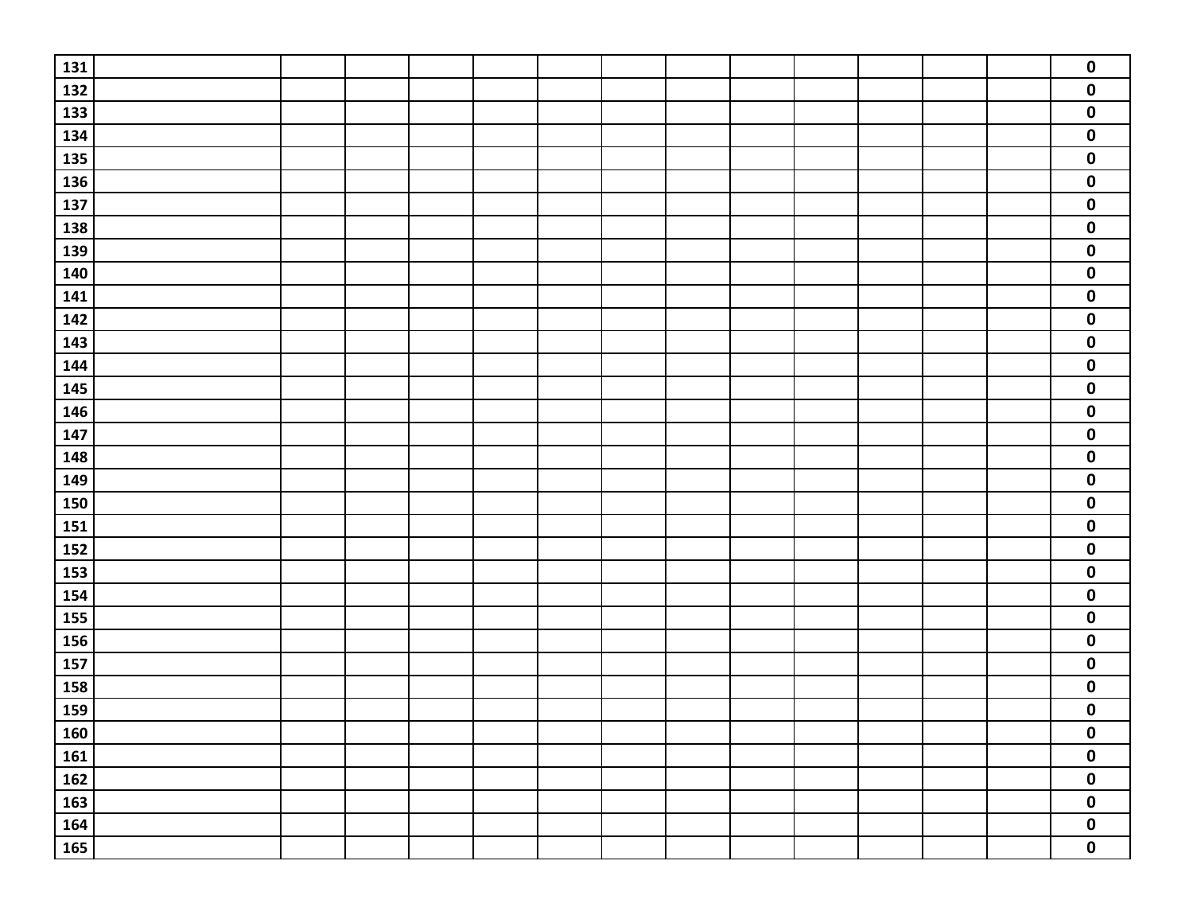| | | | | | | | | | | | | | | |
|---|---|---|---|---|---|---|---|---|---|---|---|---|---|---|
| **131** | | | | | | | | | | | | | | **0** |
| **132** | | | | | | | | | | | | | | **0** |
| **133** | | | | | | | | | | | | | | **0** |
| **134** | | | | | | | | | | | | | | **0** |
| **135** | | | | | | | | | | | | | | **0** |
| **136** | | | | | | | | | | | | | | **0** |
| **137** | | | | | | | | | | | | | | **0** |
| **138** | | | | | | | | | | | | | | **0** |
| **139** | | | | | | | | | | | | | | **0** |
| **140** | | | | | | | | | | | | | | **0** |
| **141** | | | | | | | | | | | | | | **0** |
| **142** | | | | | | | | | | | | | | **0** |
| **143** | | | | | | | | | | | | | | **0** |
| **144** | | | | | | | | | | | | | | **0** |
| **145** | | | | | | | | | | | | | | **0** |
| **146** | | | | | | | | | | | | | | **0** |
| **147** | | | | | | | | | | | | | | **0** |
| **148** | | | | | | | | | | | | | | **0** |
| **149** | | | | | | | | | | | | | | **0** |
| **150** | | | | | | | | | | | | | | **0** |
| **151** | | | | | | | | | | | | | | **0** |
| **152** | | | | | | | | | | | | | | **0** |
| **153** | | | | | | | | | | | | | | **0** |
| **154** | | | | | | | | | | | | | | **0** |
| **155** | | | | | | | | | | | | | | **0** |
| **156** | | | | | | | | | | | | | | **0** |
| **157** | | | | | | | | | | | | | | **0** |
| **158** | | | | | | | | | | | | | | **0** |
| **159** | | | | | | | | | | | | | | **0** |
| **160** | | | | | | | | | | | | | | **0** |
| **161** | | | | | | | | | | | | | | **0** |
| **162** | | | | | | | | | | | | | | **0** |
| **163** | | | | | | | | | | | | | | **0** |
| **164** | | | | | | | | | | | | | | **0** |
| **165** | | | | | | | | | | | | | | **0** |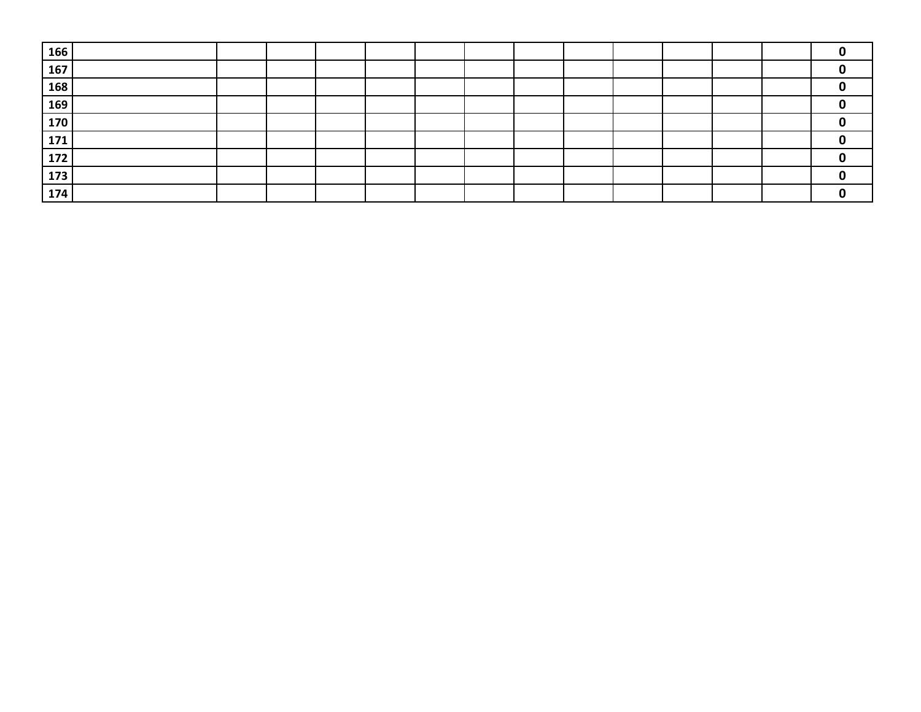| | | | | | | | | | | | | | | |
|---|---|---|---|---|---|---|---|---|---|---|---|---|---|---|
| **166** | | | | | | | | | | | | | | **0** |
| **167** | | | | | | | | | | | | | | **0** |
| **168** | | | | | | | | | | | | | | **0** |
| **169** | | | | | | | | | | | | | | **0** |
| **170** | | | | | | | | | | | | | | **0** |
| **171** | | | | | | | | | | | | | | **0** |
| **172** | | | | | | | | | | | | | | **0** |
| **173** | | | | | | | | | | | | | | **0** |
| **174** | | | | | | | | | | | | | | **0** |